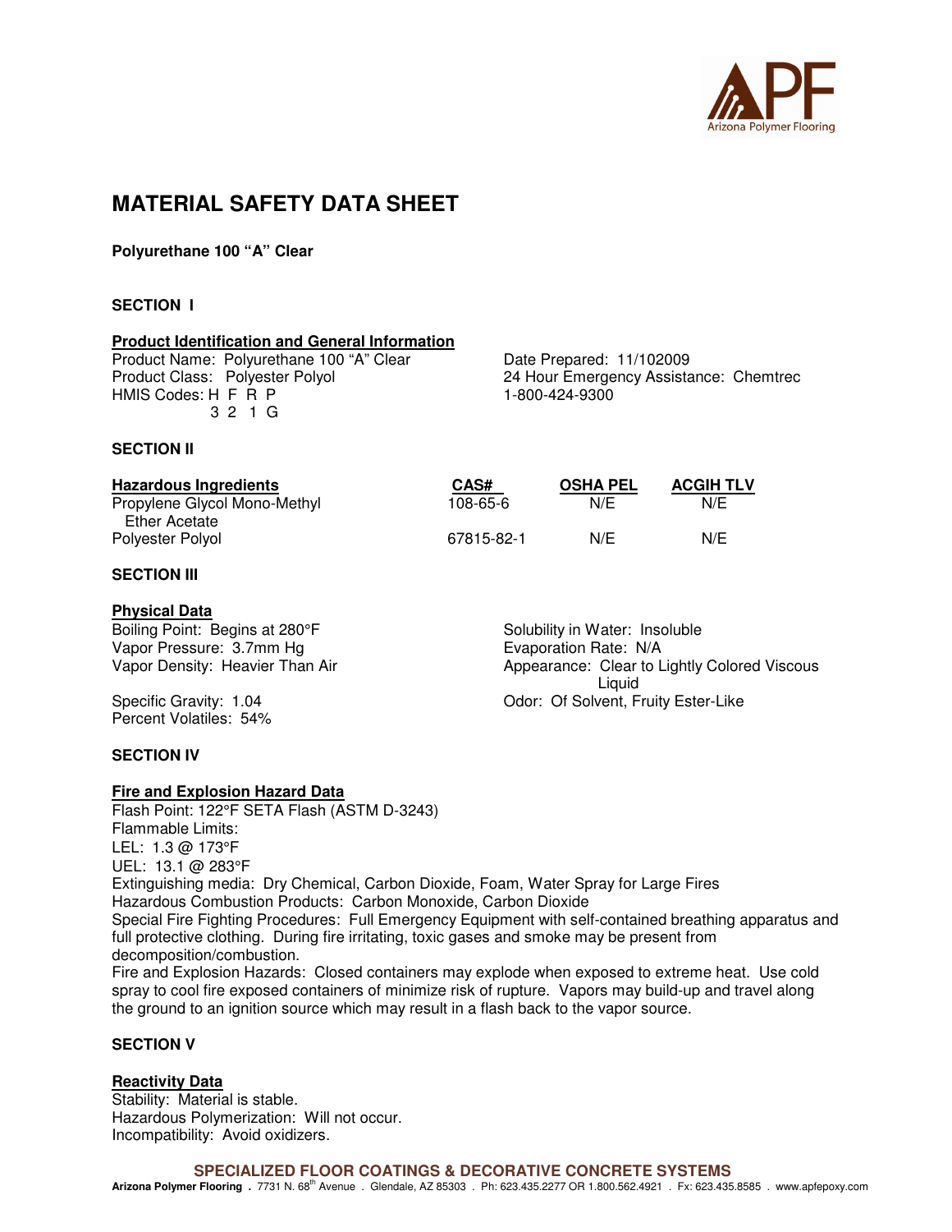# MATERIAL SAFETY DATA SHEET

**Polyurethane 100 "A" Clear**

## SECTION I

### Product Identification and General Information

Product Name: Polyurethane 100 "A" Clear
Product Class: Polyester Polyol
HMIS Codes: H F R P
3 2 1 G

Date Prepared: 11/102009
24 Hour Emergency Assistance: Chemtrec
1-800-424-9300

## SECTION II

| Hazardous Ingredients | CAS# | OSHA PEL | ACGIH TLV |
|---|---|---|---|
| Propylene Glycol Mono-Methyl Ether Acetate | 108-65-6 | N/E | N/E |
| Polyester Polyol | 67815-82-1 | N/E | N/E |

## SECTION III

### Physical Data

Boiling Point: Begins at 280°F
Vapor Pressure: 3.7mm Hg
Vapor Density: Heavier Than Air
Specific Gravity: 1.04
Percent Volatiles: 54%

Solubility in Water: Insoluble
Evaporation Rate: N/A
Appearance: Clear to Lightly Colored Viscous Liquid
Odor: Of Solvent, Fruity Ester-Like

## SECTION IV

### Fire and Explosion Hazard Data

Flash Point: 122°F SETA Flash (ASTM D-3243)
Flammable Limits:
LEL: 1.3 @ 173°F
UEL: 13.1 @ 283°F
Extinguishing media: Dry Chemical, Carbon Dioxide, Foam, Water Spray for Large Fires
Hazardous Combustion Products: Carbon Monoxide, Carbon Dioxide
Special Fire Fighting Procedures: Full Emergency Equipment with self-contained breathing apparatus and full protective clothing. During fire irritating, toxic gases and smoke may be present from decomposition/combustion.
Fire and Explosion Hazards: Closed containers may explode when exposed to extreme heat. Use cold spray to cool fire exposed containers of minimize risk of rupture. Vapors may build-up and travel along the ground to an ignition source which may result in a flash back to the vapor source.

## SECTION V

### Reactivity Data

Stability: Material is stable.
Hazardous Polymerization: Will not occur.
Incompatibility: Avoid oxidizers.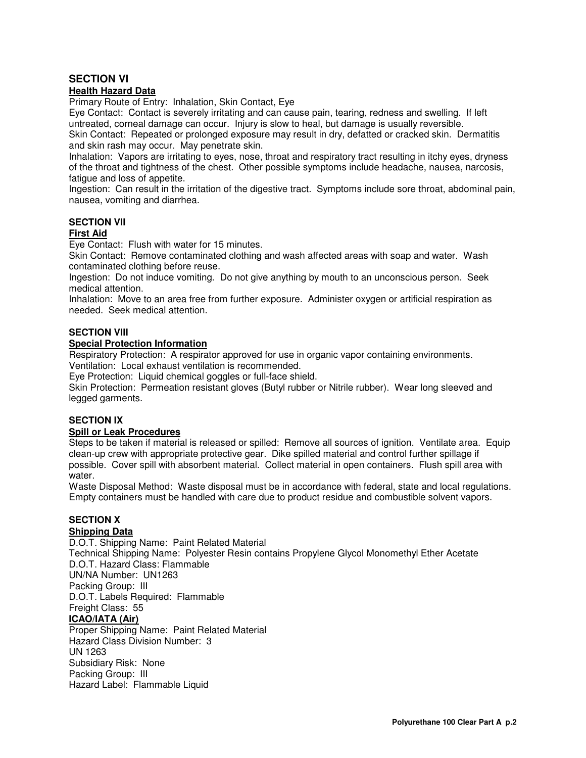## SECTION VI

### Health Hazard Data

Primary Route of Entry: Inhalation, Skin Contact, Eye

Eye Contact: Contact is severely irritating and can cause pain, tearing, redness and swelling. If left untreated, corneal damage can occur. Injury is slow to heal, but damage is usually reversible.

Skin Contact: Repeated or prolonged exposure may result in dry, defatted or cracked skin. Dermatitis and skin rash may occur. May penetrate skin.

Inhalation: Vapors are irritating to eyes, nose, throat and respiratory tract resulting in itchy eyes, dryness of the throat and tightness of the chest. Other possible symptoms include headache, nausea, narcosis, fatigue and loss of appetite.

Ingestion: Can result in the irritation of the digestive tract. Symptoms include sore throat, abdominal pain, nausea, vomiting and diarrhea.

## SECTION VII

### First Aid

Eye Contact: Flush with water for 15 minutes.

Skin Contact: Remove contaminated clothing and wash affected areas with soap and water. Wash contaminated clothing before reuse.

Ingestion: Do not induce vomiting. Do not give anything by mouth to an unconscious person. Seek medical attention.

Inhalation: Move to an area free from further exposure. Administer oxygen or artificial respiration as needed. Seek medical attention.

## SECTION VIII

### Special Protection Information

Respiratory Protection: A respirator approved for use in organic vapor containing environments.

Ventilation: Local exhaust ventilation is recommended.

Eye Protection: Liquid chemical goggles or full-face shield.

Skin Protection: Permeation resistant gloves (Butyl rubber or Nitrile rubber). Wear long sleeved and legged garments.

## SECTION IX

### Spill or Leak Procedures

Steps to be taken if material is released or spilled: Remove all sources of ignition. Ventilate area. Equip clean-up crew with appropriate protective gear. Dike spilled material and control further spillage if possible. Cover spill with absorbent material. Collect material in open containers. Flush spill area with water.

Waste Disposal Method: Waste disposal must be in accordance with federal, state and local regulations. Empty containers must be handled with care due to product residue and combustible solvent vapors.

## SECTION X

### Shipping Data

D.O.T. Shipping Name: Paint Related Material
Technical Shipping Name: Polyester Resin contains Propylene Glycol Monomethyl Ether Acetate
D.O.T. Hazard Class: Flammable
UN/NA Number: UN1263
Packing Group: III
D.O.T. Labels Required: Flammable
Freight Class: 55

### ICAO/IATA (Air)

Proper Shipping Name: Paint Related Material
Hazard Class Division Number: 3
UN 1263
Subsidiary Risk: None
Packing Group: III
Hazard Label: Flammable Liquid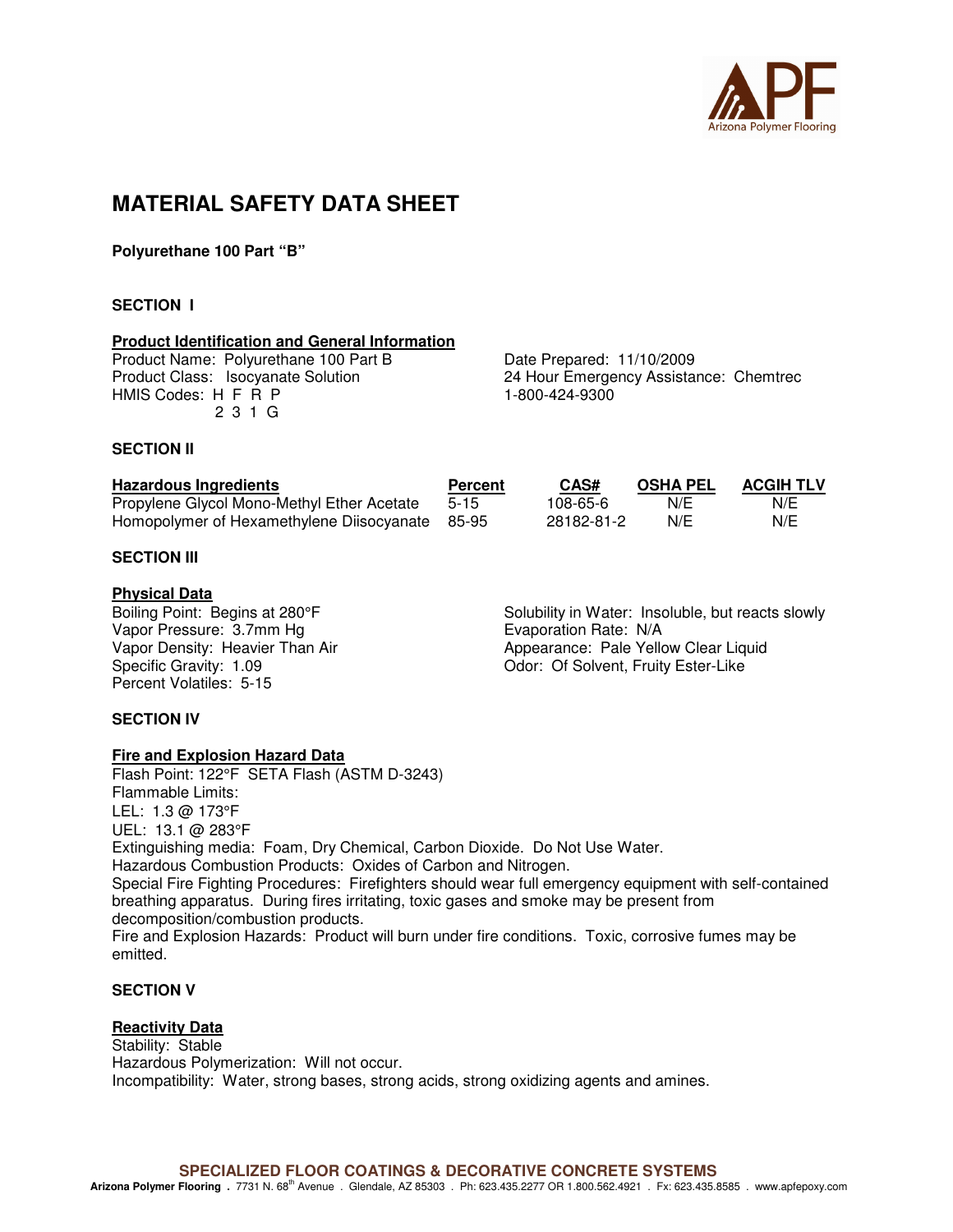# MATERIAL SAFETY DATA SHEET

**Polyurethane 100 Part "B"**

## SECTION I

### Product Identification and General Information

Product Name: Polyurethane 100 Part B
Product Class: Isocyanate Solution
HMIS Codes: H F R P
2 3 1 G

Date Prepared: 11/10/2009
24 Hour Emergency Assistance: Chemtrec
1-800-424-9300

## SECTION II

| Hazardous Ingredients | Percent | CAS# | OSHA PEL | ACGIH TLV |
|---|---|---|---|---|
| Propylene Glycol Mono-Methyl Ether Acetate | 5-15 | 108-65-6 | N/E | N/E |
| Homopolymer of Hexamethylene Diisocyanate | 85-95 | 28182-81-2 | N/E | N/E |

## SECTION III

### Physical Data

Boiling Point: Begins at 280°F
Vapor Pressure: 3.7mm Hg
Vapor Density: Heavier Than Air
Specific Gravity: 1.09
Percent Volatiles: 5-15

Solubility in Water: Insoluble, but reacts slowly
Evaporation Rate: N/A
Appearance: Pale Yellow Clear Liquid
Odor: Of Solvent, Fruity Ester-Like

## SECTION IV

### Fire and Explosion Hazard Data

Flash Point: 122°F SETA Flash (ASTM D-3243)
Flammable Limits:
LEL: 1.3 @ 173°F
UEL: 13.1 @ 283°F
Extinguishing media: Foam, Dry Chemical, Carbon Dioxide. Do Not Use Water.
Hazardous Combustion Products: Oxides of Carbon and Nitrogen.
Special Fire Fighting Procedures: Firefighters should wear full emergency equipment with self-contained breathing apparatus. During fires irritating, toxic gases and smoke may be present from decomposition/combustion products.
Fire and Explosion Hazards: Product will burn under fire conditions. Toxic, corrosive fumes may be emitted.

## SECTION V

### Reactivity Data

Stability: Stable
Hazardous Polymerization: Will not occur.
Incompatibility: Water, strong bases, strong acids, strong oxidizing agents and amines.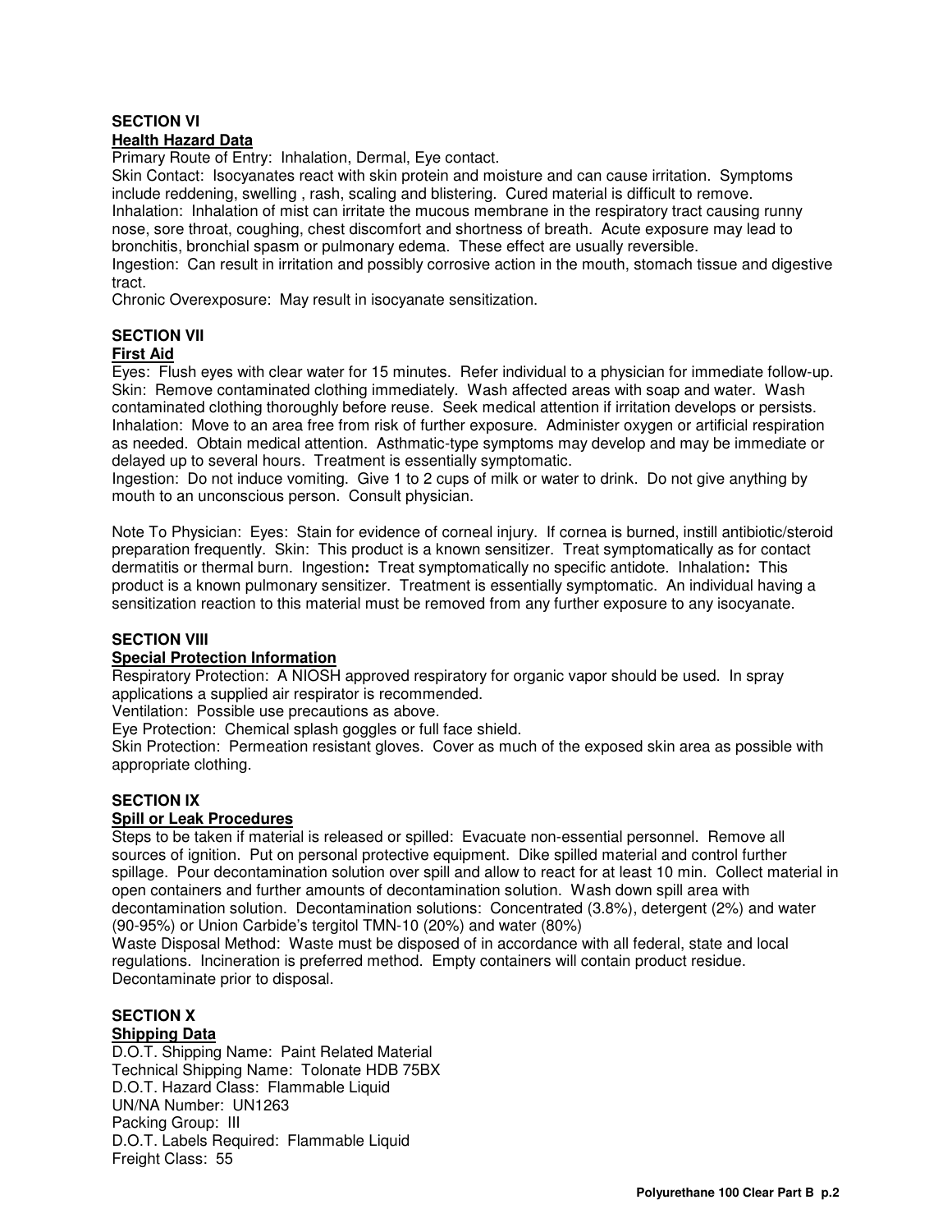**SECTION VI**

**Health Hazard Data**

Primary Route of Entry: Inhalation, Dermal, Eye contact.

Skin Contact: Isocyanates react with skin protein and moisture and can cause irritation. Symptoms include reddening, swelling , rash, scaling and blistering. Cured material is difficult to remove.

Inhalation: Inhalation of mist can irritate the mucous membrane in the respiratory tract causing runny nose, sore throat, coughing, chest discomfort and shortness of breath. Acute exposure may lead to bronchitis, bronchial spasm or pulmonary edema. These effect are usually reversible.

Ingestion: Can result in irritation and possibly corrosive action in the mouth, stomach tissue and digestive tract.

Chronic Overexposure: May result in isocyanate sensitization.

**SECTION VII**

**First Aid**

Eyes: Flush eyes with clear water for 15 minutes. Refer individual to a physician for immediate follow-up.

Skin: Remove contaminated clothing immediately. Wash affected areas with soap and water. Wash contaminated clothing thoroughly before reuse. Seek medical attention if irritation develops or persists.

Inhalation: Move to an area free from risk of further exposure. Administer oxygen or artificial respiration as needed. Obtain medical attention. Asthmatic-type symptoms may develop and may be immediate or delayed up to several hours. Treatment is essentially symptomatic.

Ingestion: Do not induce vomiting. Give 1 to 2 cups of milk or water to drink. Do not give anything by mouth to an unconscious person. Consult physician.

Note To Physician: Eyes: Stain for evidence of corneal injury. If cornea is burned, instill antibiotic/steroid preparation frequently. Skin: This product is a known sensitizer. Treat symptomatically as for contact dermatitis or thermal burn. Ingestion**:** Treat symptomatically no specific antidote. Inhalation**:** This product is a known pulmonary sensitizer. Treatment is essentially symptomatic. An individual having a sensitization reaction to this material must be removed from any further exposure to any isocyanate.

**SECTION VIII**

**Special Protection Information**

Respiratory Protection: A NIOSH approved respiratory for organic vapor should be used. In spray applications a supplied air respirator is recommended.

Ventilation: Possible use precautions as above.

Eye Protection: Chemical splash goggles or full face shield.

Skin Protection: Permeation resistant gloves. Cover as much of the exposed skin area as possible with appropriate clothing.

**SECTION IX**

**Spill or Leak Procedures**

Steps to be taken if material is released or spilled: Evacuate non-essential personnel. Remove all sources of ignition. Put on personal protective equipment. Dike spilled material and control further spillage. Pour decontamination solution over spill and allow to react for at least 10 min. Collect material in open containers and further amounts of decontamination solution. Wash down spill area with decontamination solution. Decontamination solutions: Concentrated (3.8%), detergent (2%) and water (90-95%) or Union Carbide's tergitol TMN-10 (20%) and water (80%)

Waste Disposal Method: Waste must be disposed of in accordance with all federal, state and local regulations. Incineration is preferred method. Empty containers will contain product residue. Decontaminate prior to disposal.

**SECTION X**

**Shipping Data**

D.O.T. Shipping Name: Paint Related Material
Technical Shipping Name: Tolonate HDB 75BX
D.O.T. Hazard Class: Flammable Liquid
UN/NA Number: UN1263
Packing Group: III
D.O.T. Labels Required: Flammable Liquid
Freight Class: 55